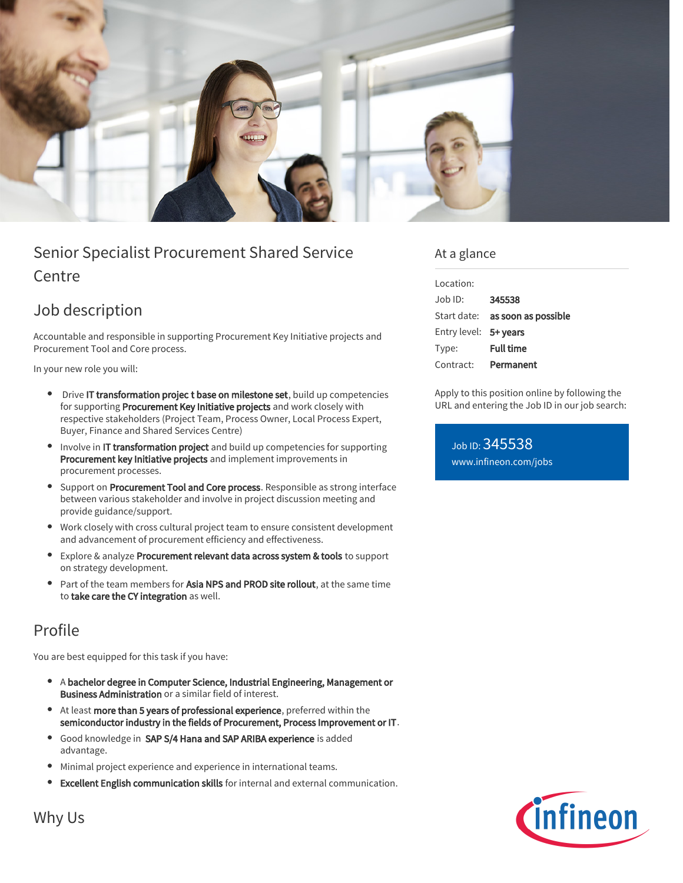# Senior Specialist Procurement Shared Service Centre

## Job description

Accountable and responsible in supporting Procurement Key Initiative projects and Procurement Tool and Core process.

In your new role you will:

- Drive **IT transformation projec t base on milestone set**, build up competencies for supporting **Procurement Key Initiative projects** and work closely with respective stakeholders (Project Team, Process Owner, Local Process Expert, Buyer, Finance and Shared Services Centre)
- Involve in **IT transformation project** and build up competencies for supporting **Procurement key Initiative projects** and implement improvements in procurement processes.
- Support on **Procurement Tool and Core process**. Responsible as strong interface between various stakeholder and involve in project discussion meeting and provide guidance/support.
- Work closely with cross cultural project team to ensure consistent development and advancement of procurement efficiency and effectiveness.
- Explore & analyze **Procurement relevant data across system & tools** to support on strategy development.
- Part of the team members for **Asia NPS and PROD site rollout**, at the same time to **take care the CY integration** as well.

## Profile

You are best equipped for this task if you have:

- A **bachelor degree in Computer Science, Industrial Engineering, Management or Business Administration** or a similar field of interest.
- At least **more than 5 years of professional experience**, preferred within the **semiconductor industry in the fields of Procurement, Process Improvement or IT**.
- Good knowledge in **SAP S/4 Hana and SAP ARIBA experience** is added advantage.
- Minimal project experience and experience in international teams.
- **Excellent English communication skills** for internal and external communication.

## Why Us

## At a glance

| | |
|---|---|
| Location: | |
| Job ID: | **345538** |
| Start date: | **as soon as possible** |
| Entry level: | **5+ years** |
| Type: | **Full time** |
| Contract: | **Permanent** |

Apply to this position online by following the URL and entering the Job ID in our job search:

Job ID: 345538
www.infineon.com/jobs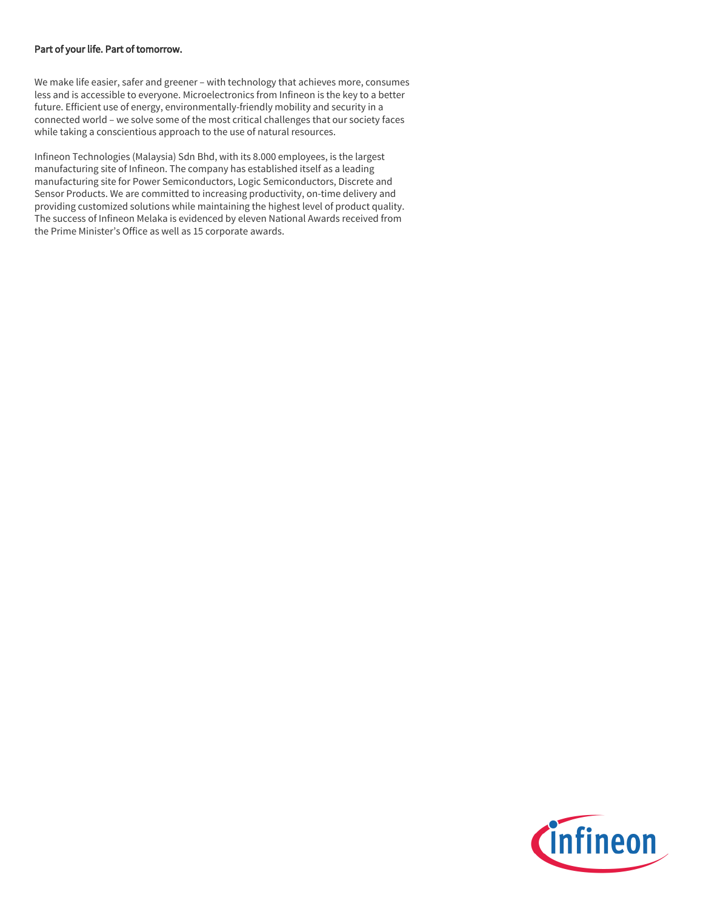**Part of your life. Part of tomorrow.**

We make life easier, safer and greener – with technology that achieves more, consumes less and is accessible to everyone. Microelectronics from Infineon is the key to a better future. Efficient use of energy, environmentally-friendly mobility and security in a connected world – we solve some of the most critical challenges that our society faces while taking a conscientious approach to the use of natural resources.

Infineon Technologies (Malaysia) Sdn Bhd, with its 8.000 employees, is the largest manufacturing site of Infineon. The company has established itself as a leading manufacturing site for Power Semiconductors, Logic Semiconductors, Discrete and Sensor Products. We are committed to increasing productivity, on-time delivery and providing customized solutions while maintaining the highest level of product quality. The success of Infineon Melaka is evidenced by eleven National Awards received from the Prime Minister's Office as well as 15 corporate awards.